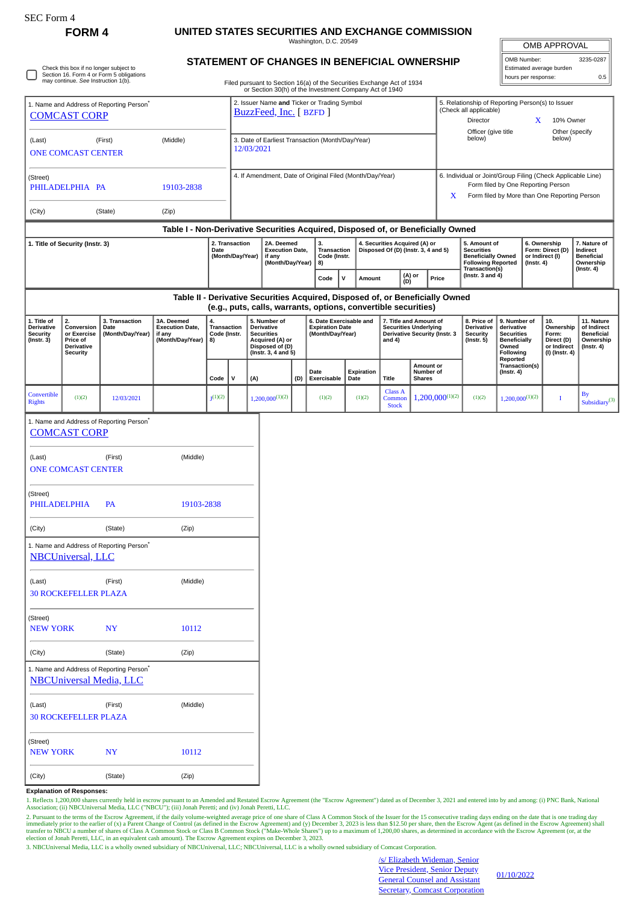SEC Form 4

**FORM 4**

# UNITED STATES SECURITIES AND EXCHANGE COMMISSION

Washington, D.C. 20549

## STATEMENT OF CHANGES IN BENEFICIAL OWNERSHIP

Filed pursuant to Section 16(a) of the Securities Exchange Act of 1934 or Section 30(h) of the Investment Company Act of 1940

| OMB APPROVAL | |
|---|---|
| OMB Number: | 3235-0287 |
| Estimated average burden | |
| hours per response: | 0.5 |

☐ Check this box if no longer subject to Section 16. Form 4 or Form 5 obligations may continue. *See* Instruction 1(b).

1. Name and Address of Reporting Person*
COMCAST CORP

(Last) (First) (Middle)
ONE COMCAST CENTER

(Street)
PHILADELPHIA PA 19103-2838

(City) (State) (Zip)

2. Issuer Name **and** Ticker or Trading Symbol
BuzzFeed, Inc. [ BZFD ]

3. Date of Earliest Transaction (Month/Day/Year)
12/03/2021

4. If Amendment, Date of Original Filed (Month/Day/Year)

5. Relationship of Reporting Person(s) to Issuer (Check all applicable)
Director
X 10% Owner
Officer (give title below)
Other (specify below)

6. Individual or Joint/Group Filing (Check Applicable Line)
Form filed by One Reporting Person
X Form filed by More than One Reporting Person

### Table I - Non-Derivative Securities Acquired, Disposed of, or Beneficially Owned

| 1. Title of Security (Instr. 3) | 2. Transaction Date (Month/Day/Year) | 2A. Deemed Execution Date, if any (Month/Day/Year) | 3. Transaction Code (Instr. 8) | | 4. Securities Acquired (A) or Disposed Of (D) (Instr. 3, 4 and 5) | | | 5. Amount of Securities Beneficially Owned Following Reported Transaction(s) (Instr. 3 and 4) | 6. Ownership Form: Direct (D) or Indirect (I) (Instr. 4) | 7. Nature of Indirect Beneficial Ownership (Instr. 4) |
|---|---|---|---|---|---|---|---|---|---|---|
| | | | Code | V | Amount | (A) or (D) | Price | | | |

### Table II - Derivative Securities Acquired, Disposed of, or Beneficially Owned (e.g., puts, calls, warrants, options, convertible securities)

| 1. Title of Derivative Security (Instr. 3) | 2. Conversion or Exercise Price of Derivative Security | 3. Transaction Date (Month/Day/Year) | 3A. Deemed Execution Date, if any (Month/Day/Year) | 4. Transaction Code (Instr. 8) | | 5. Number of Derivative Securities Acquired (A) or Disposed of (D) (Instr. 3, 4 and 5) | | 6. Date Exercisable and Expiration Date (Month/Day/Year) | | 7. Title and Amount of Securities Underlying Derivative Security (Instr. 3 and 4) | | 8. Price of Derivative Security (Instr. 5) | 9. Number of derivative Securities Beneficially Owned Following Reported Transaction(s) (Instr. 4) | 10. Ownership Form: Direct (D) or Indirect (I) (Instr. 4) | 11. Nature of Indirect Beneficial Ownership (Instr. 4) |
|---|---|---|---|---|---|---|---|---|---|---|---|---|---|---|---|
| | | | | Code | V | (A) | (D) | Date Exercisable | Expiration Date | Title | Amount or Number of Shares | | | | |
| Convertible Rights | (1)(2) | 12/03/2021 | | J(1)(2) | | 1,200,000(1)(2) | | (1)(2) | (1)(2) | Class A Common Stock | 1,200,000(1)(2) | (1)(2) | 1,200,000(1)(2) | I | By Subsidiary(3) |

1. Name and Address of Reporting Person*
COMCAST CORP

(Last) (First) (Middle)
ONE COMCAST CENTER

(Street)
PHILADELPHIA PA 19103-2838

(City) (State) (Zip)

1. Name and Address of Reporting Person*
NBCUniversal, LLC

(Last) (First) (Middle)
30 ROCKEFELLER PLAZA

(Street)
NEW YORK NY 10112

(City) (State) (Zip)

1. Name and Address of Reporting Person*
NBCUniversal Media, LLC

(Last) (First) (Middle)
30 ROCKEFELLER PLAZA

(Street)
NEW YORK NY 10112

(City) (State) (Zip)

**Explanation of Responses:**

1. Reflects 1,200,000 shares currently held in escrow pursuant to an Amended and Restated Escrow Agreement (the "Escrow Agreement") dated as of December 3, 2021 and entered into by and among: (i) PNC Bank, National Association; (ii) NBCUniversal Media, LLC ("NBCU"); (iii) Jonah Peretti; and (iv) Jonah Peretti, LLC.

2. Pursuant to the terms of the Escrow Agreement, if the daily volume-weighted average price of one share of Class A Common Stock of the Issuer for the 15 consecutive trading days ending on the date that is one trading day immediately prior to the earlier of (x) a Parent Change of Control (as defined in the Escrow Agreement) and (y) December 3, 2023 is less than $12.50 per share, then the Escrow Agent (as defined in the Escrow Agreement) shall transfer to NBCU a number of shares of Class A Common Stock or Class B Common Stock ("Make-Whole Shares") up to a maximum of 1,200,000 shares, as determined in accordance with the Escrow Agreement (or, at the election of Jonah Peretti, LLC, in an equivalent cash amount). The Escrow Agreement expires on December 3, 2023.

3. NBCUniversal Media, LLC is a wholly owned subsidiary of NBCUniversal, LLC; NBCUniversal, LLC is a wholly owned subsidiary of Comcast Corporation.

/s/ Elizabeth Wideman, Senior Vice President, Senior Deputy General Counsel and Assistant Secretary, Comcast Corporation 01/10/2022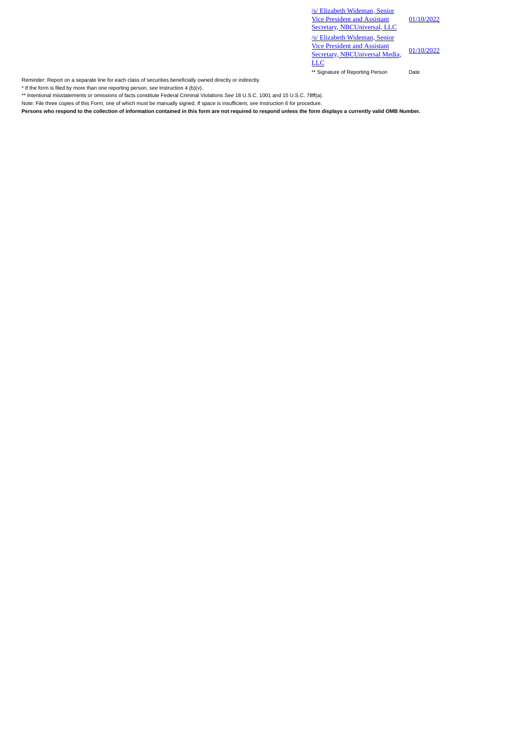| | |
|---|---|
| /s/ Elizabeth Wideman, Senior Vice President and Assistant Secretary, NBCUniversal, LLC | 01/10/2022 |
| /s/ Elizabeth Wideman, Senior Vice President and Assistant Secretary, NBCUniversal Media, LLC | 01/10/2022 |
| ** Signature of Reporting Person | Date |

Reminder: Report on a separate line for each class of securities beneficially owned directly or indirectly.

* If the form is filed by more than one reporting person, *see* Instruction 4 (b)(v).

** Intentional misstatements or omissions of facts constitute Federal Criminal Violations *See* 18 U.S.C. 1001 and 15 U.S.C. 78ff(a).

Note: File three copies of this Form, one of which must be manually signed. If space is insufficient, *see* Instruction 6 for procedure.

**Persons who respond to the collection of information contained in this form are not required to respond unless the form displays a currently valid OMB Number.**